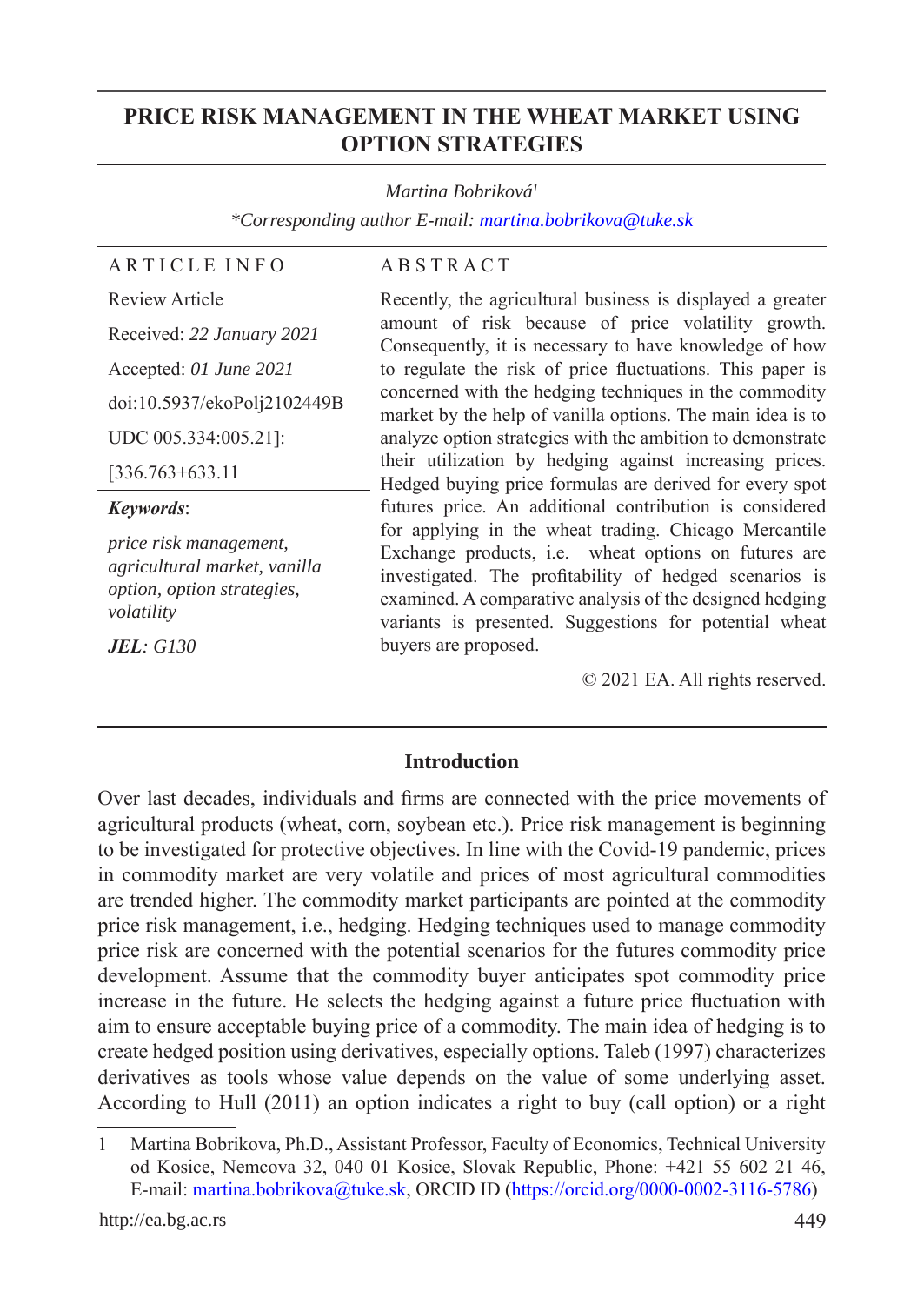# PRICE RISK MANAGEMENT IN THE WHEAT MARKET USING OPTION STRATEGIES

*Martina Bobriková*[1]

*\*Corresponding author E-mail: martina.bobrikova@tuke.sk*

**ARTICLE INFO**

Review Article

Received: *22 January 2021*

Accepted: *01 June 2021*

doi:10.5937/ekoPolj2102449B

UDC 005.334:005.21]:[336.763+633.11

***Keywords***:

*price risk management, agricultural market, vanilla option, option strategies, volatility*

***JEL***: *G130*

**ABSTRACT**

Recently, the agricultural business is displayed a greater amount of risk because of price volatility growth. Consequently, it is necessary to have knowledge of how to regulate the risk of price fluctuations. This paper is concerned with the hedging techniques in the commodity market by the help of vanilla options. The main idea is to analyze option strategies with the ambition to demonstrate their utilization by hedging against increasing prices. Hedged buying price formulas are derived for every spot futures price. An additional contribution is considered for applying in the wheat trading. Chicago Mercantile Exchange products, i.e. wheat options on futures are investigated. The profitability of hedged scenarios is examined. A comparative analysis of the designed hedging variants is presented. Suggestions for potential wheat buyers are proposed.

© 2021 EA. All rights reserved.

## Introduction

Over last decades, individuals and firms are connected with the price movements of agricultural products (wheat, corn, soybean etc.). Price risk management is beginning to be investigated for protective objectives. In line with the Covid-19 pandemic, prices in commodity market are very volatile and prices of most agricultural commodities are trended higher. The commodity market participants are pointed at the commodity price risk management, i.e., hedging. Hedging techniques used to manage commodity price risk are concerned with the potential scenarios for the futures commodity price development. Assume that the commodity buyer anticipates spot commodity price increase in the future. He selects the hedging against a future price fluctuation with aim to ensure acceptable buying price of a commodity. The main idea of hedging is to create hedged position using derivatives, especially options. Taleb (1997) characterizes derivatives as tools whose value depends on the value of some underlying asset. According to Hull (2011) an option indicates a right to buy (call option) or a right

---

[1] Martina Bobrikova, Ph.D., Assistant Professor, Faculty of Economics, Technical University od Kosice, Nemcova 32, 040 01 Kosice, Slovak Republic, Phone: +421 55 602 21 46, E-mail: martina.bobrikova@tuke.sk, ORCID ID (https://orcid.org/0000-0002-3116-5786)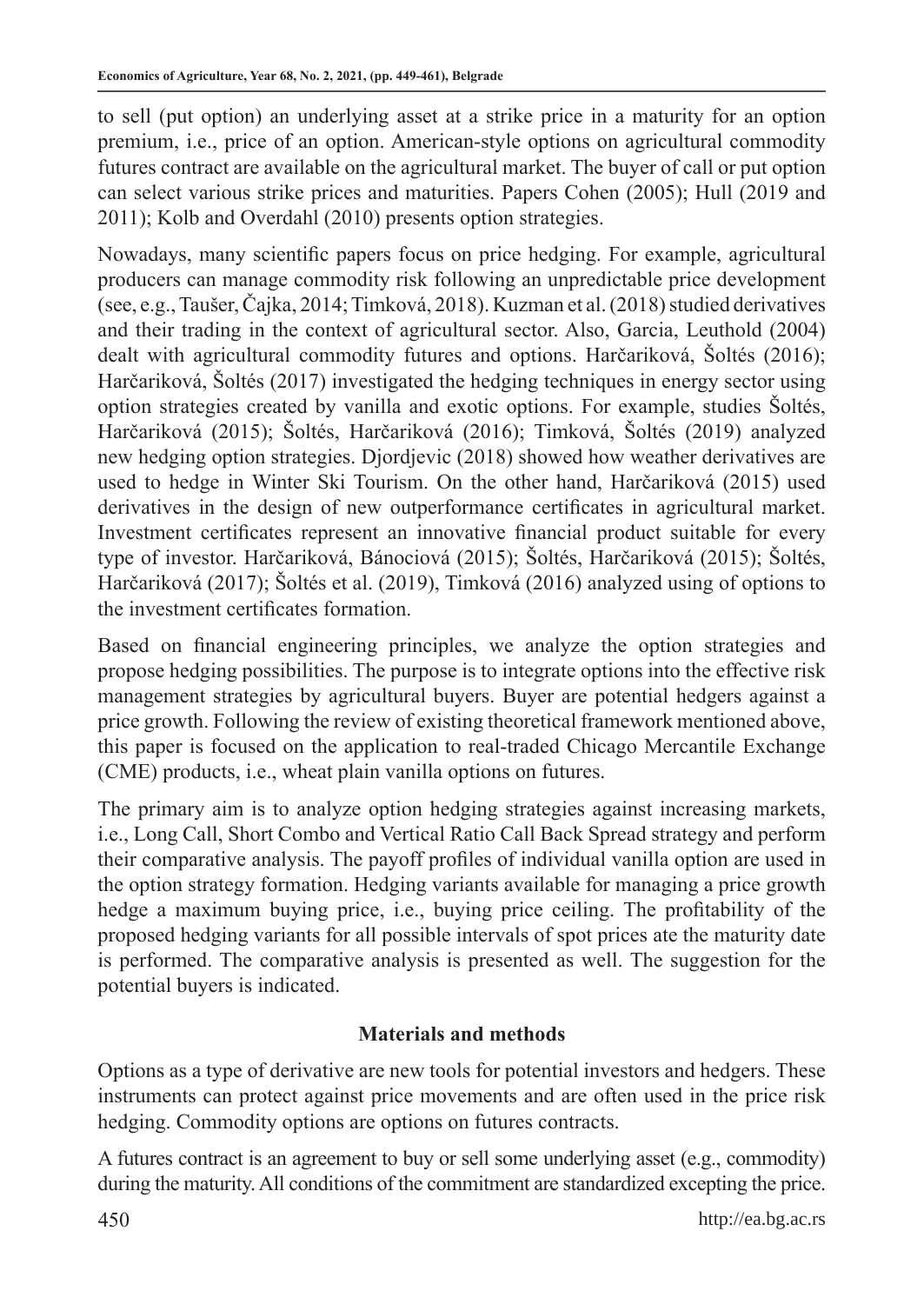to sell (put option) an underlying asset at a strike price in a maturity for an option premium, i.e., price of an option. American-style options on agricultural commodity futures contract are available on the agricultural market. The buyer of call or put option can select various strike prices and maturities. Papers Cohen (2005); Hull (2019 and 2011); Kolb and Overdahl (2010) presents option strategies.

Nowadays, many scientific papers focus on price hedging. For example, agricultural producers can manage commodity risk following an unpredictable price development (see, e.g., Taušer, Čajka, 2014; Timková, 2018). Kuzman et al. (2018) studied derivatives and their trading in the context of agricultural sector. Also, Garcia, Leuthold (2004) dealt with agricultural commodity futures and options. Harčariková, Šoltés (2016); Harčariková, Šoltés (2017) investigated the hedging techniques in energy sector using option strategies created by vanilla and exotic options. For example, studies Šoltés, Harčariková (2015); Šoltés, Harčariková (2016); Timková, Šoltés (2019) analyzed new hedging option strategies. Djordjevic (2018) showed how weather derivatives are used to hedge in Winter Ski Tourism. On the other hand, Harčariková (2015) used derivatives in the design of new outperformance certificates in agricultural market. Investment certificates represent an innovative financial product suitable for every type of investor. Harčariková, Bánociová (2015); Šoltés, Harčariková (2015); Šoltés, Harčariková (2017); Šoltés et al. (2019), Timková (2016) analyzed using of options to the investment certificates formation.

Based on financial engineering principles, we analyze the option strategies and propose hedging possibilities. The purpose is to integrate options into the effective risk management strategies by agricultural buyers. Buyer are potential hedgers against a price growth. Following the review of existing theoretical framework mentioned above, this paper is focused on the application to real-traded Chicago Mercantile Exchange (CME) products, i.e., wheat plain vanilla options on futures.

The primary aim is to analyze option hedging strategies against increasing markets, i.e., Long Call, Short Combo and Vertical Ratio Call Back Spread strategy and perform their comparative analysis. The payoff profiles of individual vanilla option are used in the option strategy formation. Hedging variants available for managing a price growth hedge a maximum buying price, i.e., buying price ceiling. The profitability of the proposed hedging variants for all possible intervals of spot prices ate the maturity date is performed. The comparative analysis is presented as well. The suggestion for the potential buyers is indicated.

## Materials and methods

Options as a type of derivative are new tools for potential investors and hedgers. These instruments can protect against price movements and are often used in the price risk hedging. Commodity options are options on futures contracts.

A futures contract is an agreement to buy or sell some underlying asset (e.g., commodity) during the maturity. All conditions of the commitment are standardized excepting the price.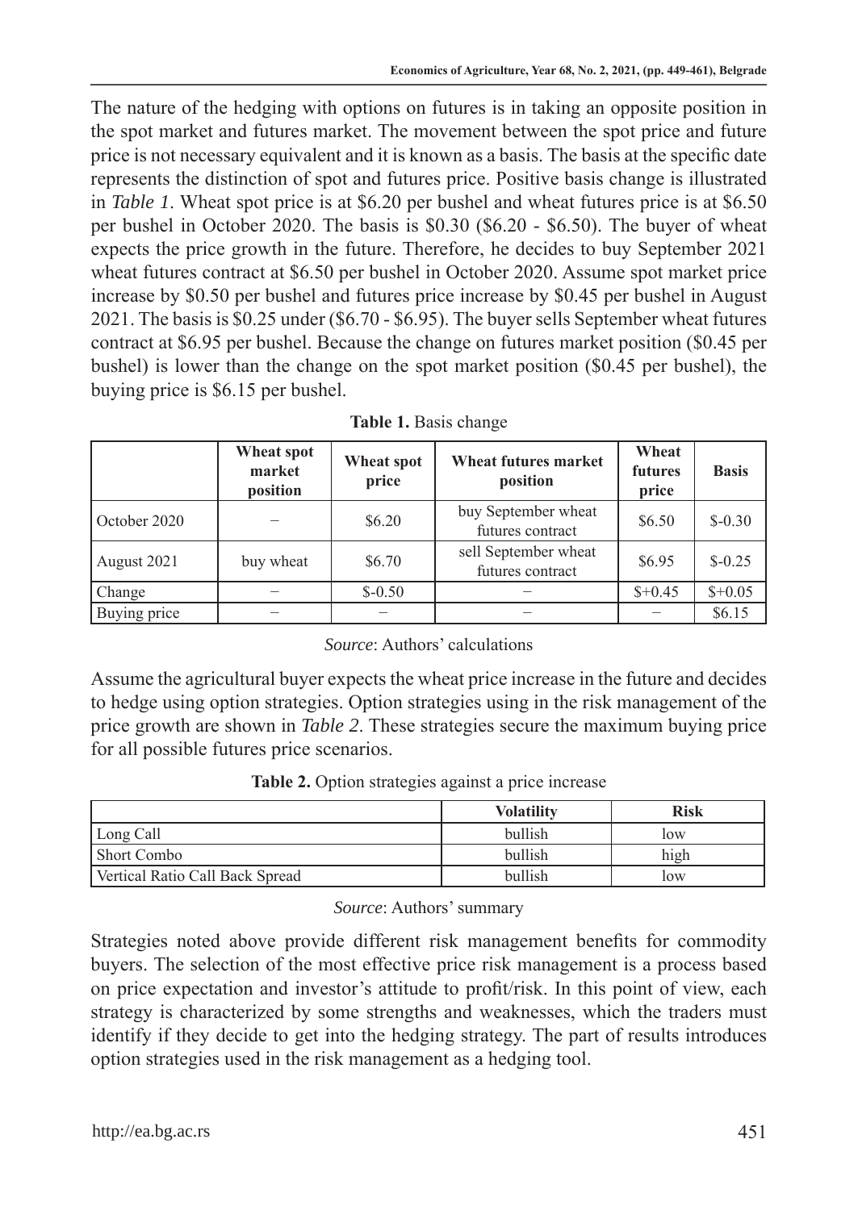The nature of the hedging with options on futures is in taking an opposite position in the spot market and futures market. The movement between the spot price and future price is not necessary equivalent and it is known as a basis. The basis at the specific date represents the distinction of spot and futures price. Positive basis change is illustrated in *Table 1*. Wheat spot price is at $6.20 per bushel and wheat futures price is at $6.50 per bushel in October 2020. The basis is $0.30 ($6.20 - $6.50). The buyer of wheat expects the price growth in the future. Therefore, he decides to buy September 2021 wheat futures contract at $6.50 per bushel in October 2020. Assume spot market price increase by $0.50 per bushel and futures price increase by $0.45 per bushel in August 2021. The basis is $0.25 under ($6.70 - $6.95). The buyer sells September wheat futures contract at $6.95 per bushel. Because the change on futures market position ($0.45 per bushel) is lower than the change on the spot market position ($0.45 per bushel), the buying price is $6.15 per bushel.

**Table 1.** Basis change

| | Wheat spot market position | Wheat spot price | Wheat futures market position | Wheat futures price | Basis |
|---|---|---|---|---|---|
| October 2020 | – | $6.20 | buy September wheat futures contract | $6.50 | $-0.30 |
| August 2021 | buy wheat | $6.70 | sell September wheat futures contract | $6.95 | $-0.25 |
| Change | – | $-0.50 | – | $+0.45 | $+0.05 |
| Buying price | – | – | – | – | $6.15 |

*Source*: Authors' calculations

Assume the agricultural buyer expects the wheat price increase in the future and decides to hedge using option strategies. Option strategies using in the risk management of the price growth are shown in *Table 2*. These strategies secure the maximum buying price for all possible futures price scenarios.

**Table 2.** Option strategies against a price increase

| | Volatility | Risk |
|---|---|---|
| Long Call | bullish | low |
| Short Combo | bullish | high |
| Vertical Ratio Call Back Spread | bullish | low |

*Source*: Authors' summary

Strategies noted above provide different risk management benefits for commodity buyers. The selection of the most effective price risk management is a process based on price expectation and investor's attitude to profit/risk. In this point of view, each strategy is characterized by some strengths and weaknesses, which the traders must identify if they decide to get into the hedging strategy. The part of results introduces option strategies used in the risk management as a hedging tool.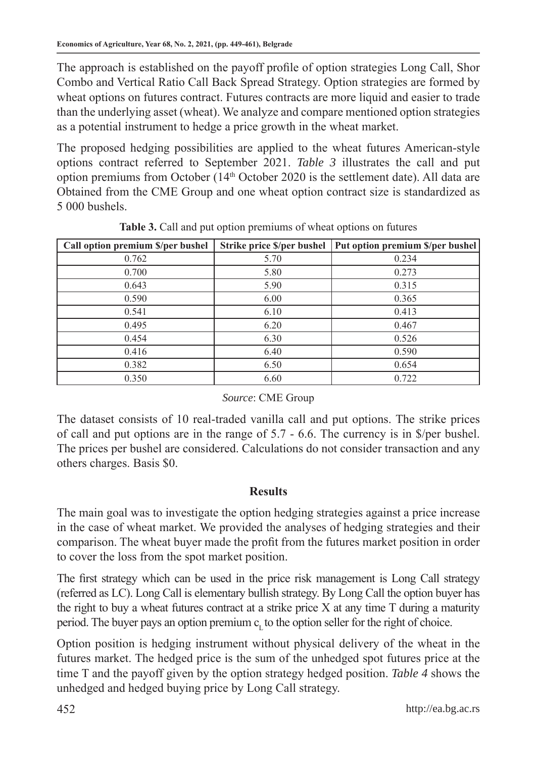The approach is established on the payoff profile of option strategies Long Call, Shor Combo and Vertical Ratio Call Back Spread Strategy. Option strategies are formed by wheat options on futures contract. Futures contracts are more liquid and easier to trade than the underlying asset (wheat). We analyze and compare mentioned option strategies as a potential instrument to hedge a price growth in the wheat market.

The proposed hedging possibilities are applied to the wheat futures American-style options contract referred to September 2021. *Table 3* illustrates the call and put option premiums from October (14th October 2020 is the settlement date). All data are Obtained from the CME Group and one wheat option contract size is standardized as 5 000 bushels.

**Table 3.** Call and put option premiums of wheat options on futures

| Call option premium $/per bushel | Strike price $/per bushel | Put option premium $/per bushel |
|---|---|---|
| 0.762 | 5.70 | 0.234 |
| 0.700 | 5.80 | 0.273 |
| 0.643 | 5.90 | 0.315 |
| 0.590 | 6.00 | 0.365 |
| 0.541 | 6.10 | 0.413 |
| 0.495 | 6.20 | 0.467 |
| 0.454 | 6.30 | 0.526 |
| 0.416 | 6.40 | 0.590 |
| 0.382 | 6.50 | 0.654 |
| 0.350 | 6.60 | 0.722 |

*Source*: CME Group

The dataset consists of 10 real-traded vanilla call and put options. The strike prices of call and put options are in the range of 5.7 - 6.6. The currency is in $/per bushel. The prices per bushel are considered. Calculations do not consider transaction and any others charges. Basis $0.

## Results

The main goal was to investigate the option hedging strategies against a price increase in the case of wheat market. We provided the analyses of hedging strategies and their comparison. The wheat buyer made the profit from the futures market position in order to cover the loss from the spot market position.

The first strategy which can be used in the price risk management is Long Call strategy (referred as LC). Long Call is elementary bullish strategy. By Long Call the option buyer has the right to buy a wheat futures contract at a strike price X at any time T during a maturity period. The buyer pays an option premium $c_L$ to the option seller for the right of choice.

Option position is hedging instrument without physical delivery of the wheat in the futures market. The hedged price is the sum of the unhedged spot futures price at the time T and the payoff given by the option strategy hedged position. *Table 4* shows the unhedged and hedged buying price by Long Call strategy.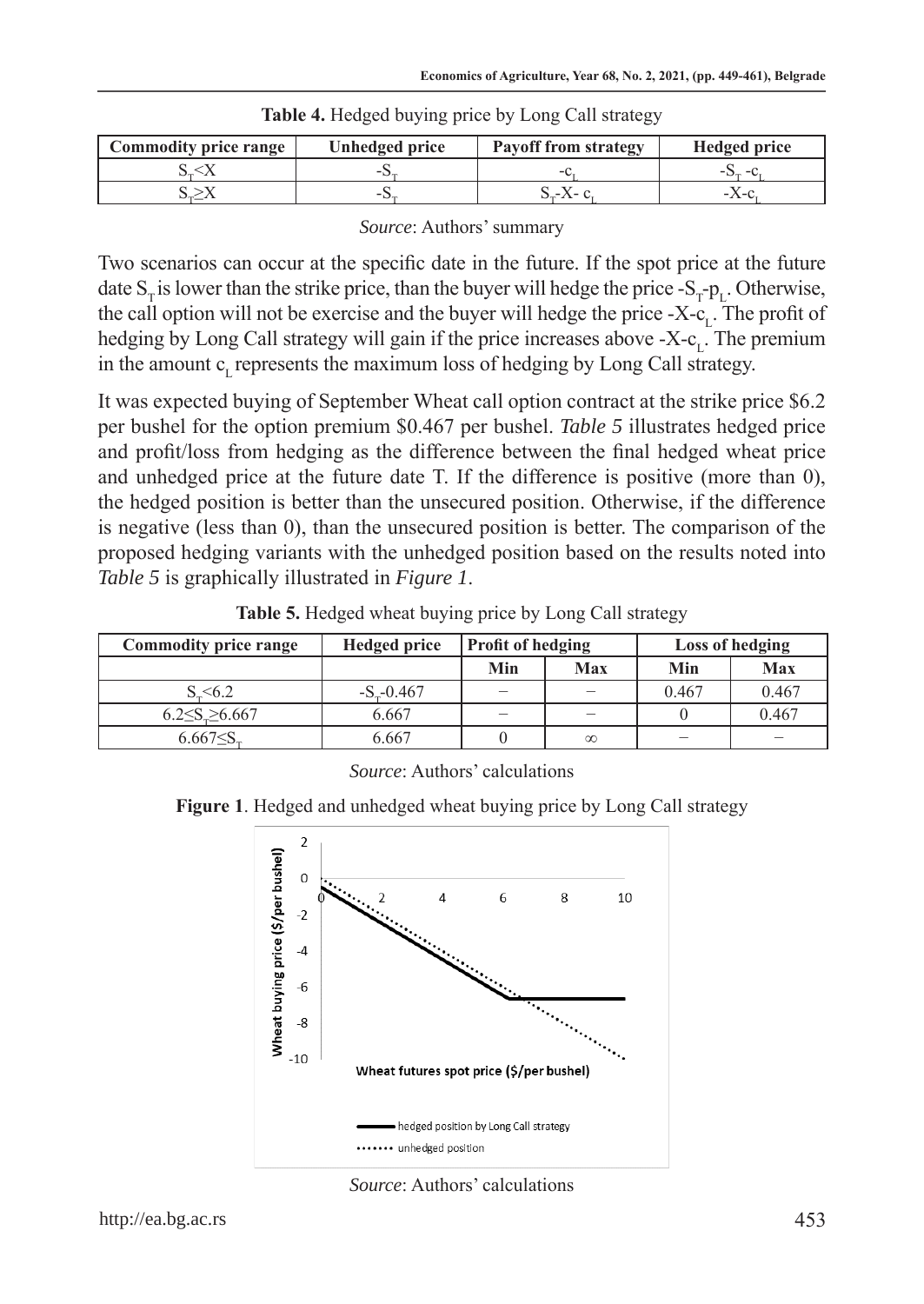**Table 4.** Hedged buying price by Long Call strategy

| Commodity price range | Unhedged price | Payoff from strategy | Hedged price |
|---|---|---|---|
| $S_T$<X | $-S_T$ | $-c_L$ | $-S_T - c_L$ |
| $S_T$≥X | $-S_T$ | $S_T$-X- $c_L$ | -X-$c_L$ |

*Source*: Authors' summary

Two scenarios can occur at the specific date in the future. If the spot price at the future date $S_T$ is lower than the strike price, than the buyer will hedge the price $-S_T$-$p_L$. Otherwise, the call option will not be exercise and the buyer will hedge the price -X-$c_L$. The profit of hedging by Long Call strategy will gain if the price increases above -X-$c_L$. The premium in the amount $c_L$ represents the maximum loss of hedging by Long Call strategy.

It was expected buying of September Wheat call option contract at the strike price \$6.2 per bushel for the option premium \$0.467 per bushel. *Table 5* illustrates hedged price and profit/loss from hedging as the difference between the final hedged wheat price and unhedged price at the future date T. If the difference is positive (more than 0), the hedged position is better than the unsecured position. Otherwise, if the difference is negative (less than 0), than the unsecured position is better. The comparison of the proposed hedging variants with the unhedged position based on the results noted into *Table 5* is graphically illustrated in *Figure 1*.

**Table 5.** Hedged wheat buying price by Long Call strategy

| Commodity price range | Hedged price | Profit of hedging | | Loss of hedging | |
|---|---|---|---|---|---|
| | | Min | Max | Min | Max |
| $S_T$<6.2 | $-S_T$-0.467 | – | – | 0.467 | 0.467 |
| 6.2≤$S_T$≥6.667 | 6.667 | – | – | 0 | 0.467 |
| 6.667≤$S_T$ | 6.667 | 0 | ∞ | – | – |

*Source*: Authors' calculations

**Figure 1**. Hedged and unhedged wheat buying price by Long Call strategy

*Source*: Authors' calculations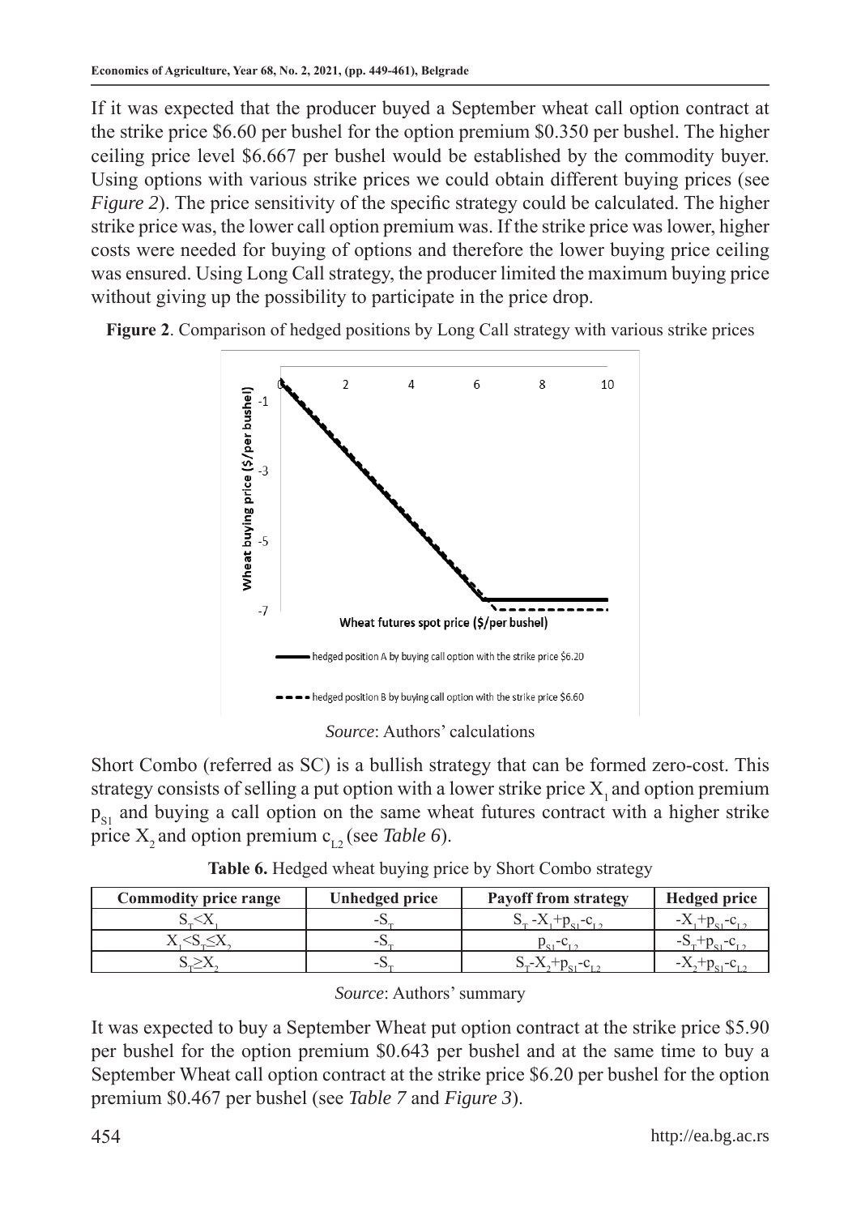If it was expected that the producer buyed a September wheat call option contract at the strike price \$6.60 per bushel for the option premium \$0.350 per bushel. The higher ceiling price level \$6.667 per bushel would be established by the commodity buyer. Using options with various strike prices we could obtain different buying prices (see *Figure 2*). The price sensitivity of the specific strategy could be calculated. The higher strike price was, the lower call option premium was. If the strike price was lower, higher costs were needed for buying of options and therefore the lower buying price ceiling was ensured. Using Long Call strategy, the producer limited the maximum buying price without giving up the possibility to participate in the price drop.

**Figure 2**. Comparison of hedged positions by Long Call strategy with various strike prices

*Source*: Authors' calculations

Short Combo (referred as SC) is a bullish strategy that can be formed zero-cost. This strategy consists of selling a put option with a lower strike price $X_1$ and option premium $p_{S1}$ and buying a call option on the same wheat futures contract with a higher strike price $X_2$ and option premium $c_{L2}$ (see *Table 6*).

**Table 6.** Hedged wheat buying price by Short Combo strategy

| Commodity price range | Unhedged price | Payoff from strategy | Hedged price |
|---|---|---|---|
| $S_T<X_1$ | $-S_T$ | $S_T-X_1+p_{S1}-c_{L2}$ | $-X_1+p_{S1}-c_{L2}$ |
| $X_1<S_T\leq X_2$ | $-S_T$ | $p_{S1}-c_{L2}$ | $-S_T+p_{S1}-c_{L2}$ |
| $S_T\geq X_2$ | $-S_T$ | $S_T-X_2+p_{S1}-c_{L2}$ | $-X_2+p_{S1}-c_{L2}$ |

*Source*: Authors' summary

It was expected to buy a September Wheat put option contract at the strike price \$5.90 per bushel for the option premium \$0.643 per bushel and at the same time to buy a September Wheat call option contract at the strike price \$6.20 per bushel for the option premium \$0.467 per bushel (see *Table 7* and *Figure 3*).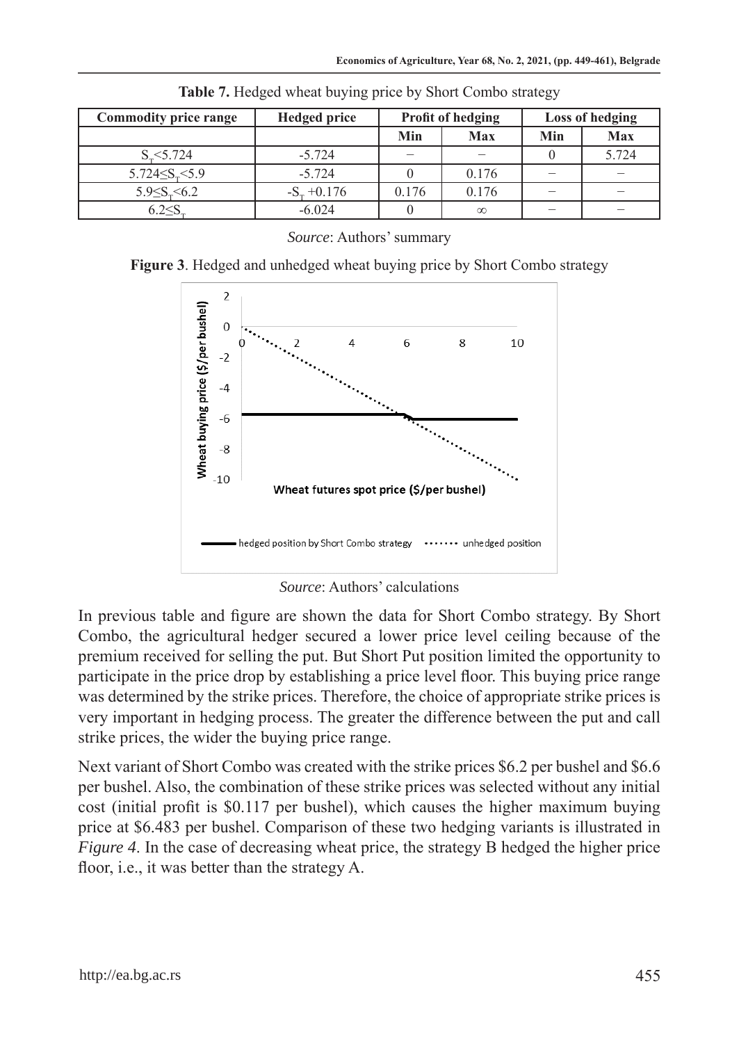**Table 7.** Hedged wheat buying price by Short Combo strategy

| Commodity price range | Hedged price | Profit of hedging | | Loss of hedging | |
|---|---|---|---|---|---|
| | | Min | Max | Min | Max |
| $S_T$<5.724 | -5.724 | – | – | 0 | 5.724 |
| 5.724≤$S_T$<5.9 | -5.724 | 0 | 0.176 | – | – |
| 5.9≤$S_T$<6.2 | $-S_T$ +0.176 | 0.176 | 0.176 | – | – |
| 6.2≤$S_T$ | -6.024 | 0 | ∞ | – | – |

*Source*: Authors' summary

**Figure 3**. Hedged and unhedged wheat buying price by Short Combo strategy

*Source*: Authors' calculations

In previous table and figure are shown the data for Short Combo strategy. By Short Combo, the agricultural hedger secured a lower price level ceiling because of the premium received for selling the put. But Short Put position limited the opportunity to participate in the price drop by establishing a price level floor. This buying price range was determined by the strike prices. Therefore, the choice of appropriate strike prices is very important in hedging process. The greater the difference between the put and call strike prices, the wider the buying price range.

Next variant of Short Combo was created with the strike prices \$6.2 per bushel and \$6.6 per bushel. Also, the combination of these strike prices was selected without any initial cost (initial profit is \$0.117 per bushel), which causes the higher maximum buying price at \$6.483 per bushel. Comparison of these two hedging variants is illustrated in *Figure 4*. In the case of decreasing wheat price, the strategy B hedged the higher price floor, i.e., it was better than the strategy A.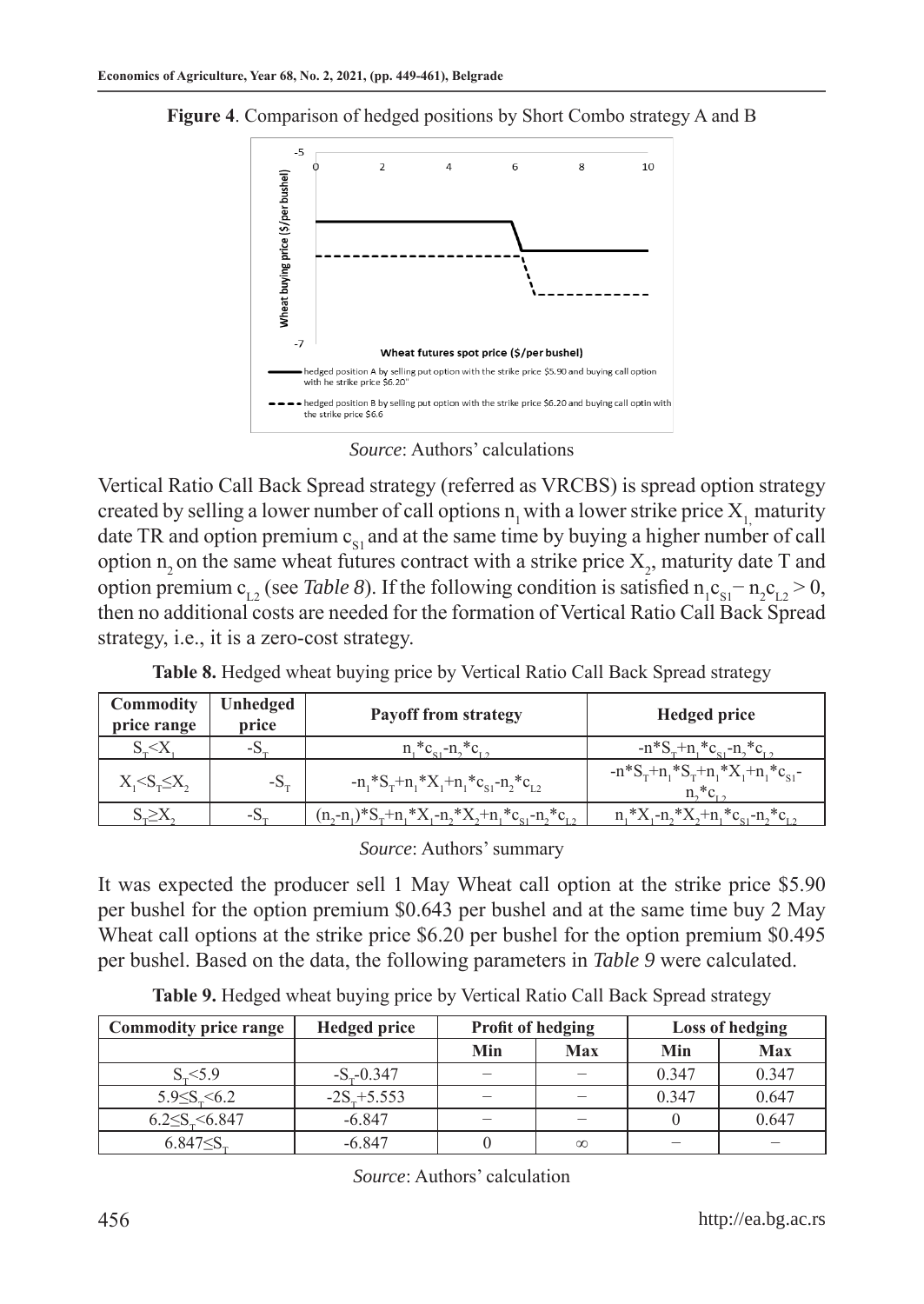**Figure 4**. Comparison of hedged positions by Short Combo strategy A and B

*Source*: Authors' calculations

Vertical Ratio Call Back Spread strategy (referred as VRCBS) is spread option strategy created by selling a lower number of call options $n_1$ with a lower strike price $X_1$, maturity date TR and option premium $c_{S1}$ and at the same time by buying a higher number of call option $n_2$ on the same wheat futures contract with a strike price $X_2$, maturity date T and option premium $c_{L2}$ (see *Table 8*). If the following condition is satisfied $n_1c_{S1} - n_2c_{L2} > 0$, then no additional costs are needed for the formation of Vertical Ratio Call Back Spread strategy, i.e., it is a zero-cost strategy.

**Table 8.** Hedged wheat buying price by Vertical Ratio Call Back Spread strategy

| Commodity price range | Unhedged price | Payoff from strategy | Hedged price |
|---|---|---|---|
| $S_T<X_1$ | $-S_T$ | $n_1*c_{S1}-n_2*c_{L2}$ | $-n*S_T+n_1*c_{S1}-n_2*c_{L2}$ |
| $X_1<S_T\leq X_2$ | $-S_T$ | $-n_1*S_T+n_1*X_1+n_1*c_{S1}-n_2*c_{L2}$ | $-n*S_T+n_1*S_T+n_1*X_1+n_1*c_{S1}-n_2*c_{L2}$ |
| $S_T\geq X_2$ | $-S_T$ | $(n_2-n_1)*S_T+n_1*X_1-n_2*X_2+n_1*c_{S1}-n_2*c_{L2}$ | $n_1*X_1-n_2*X_2+n_1*c_{S1}-n_2*c_{L2}$ |

*Source*: Authors' summary

It was expected the producer sell 1 May Wheat call option at the strike price \$5.90 per bushel for the option premium \$0.643 per bushel and at the same time buy 2 May Wheat call options at the strike price \$6.20 per bushel for the option premium \$0.495 per bushel. Based on the data, the following parameters in *Table 9* were calculated.

**Table 9.** Hedged wheat buying price by Vertical Ratio Call Back Spread strategy

| Commodity price range | Hedged price | Profit of hedging | | Loss of hedging | |
|---|---|---|---|---|---|
| | | Min | Max | Min | Max |
| $S_T<5.9$ | $-S_T-0.347$ | – | – | 0.347 | 0.347 |
| $5.9\leq S_T<6.2$ | $-2S_T+5.553$ | – | – | 0.347 | 0.647 |
| $6.2\leq S_T<6.847$ | -6.847 | – | – | 0 | 0.647 |
| $6.847\leq S_T$ | -6.847 | 0 | $\infty$ | – | – |

*Source*: Authors' calculation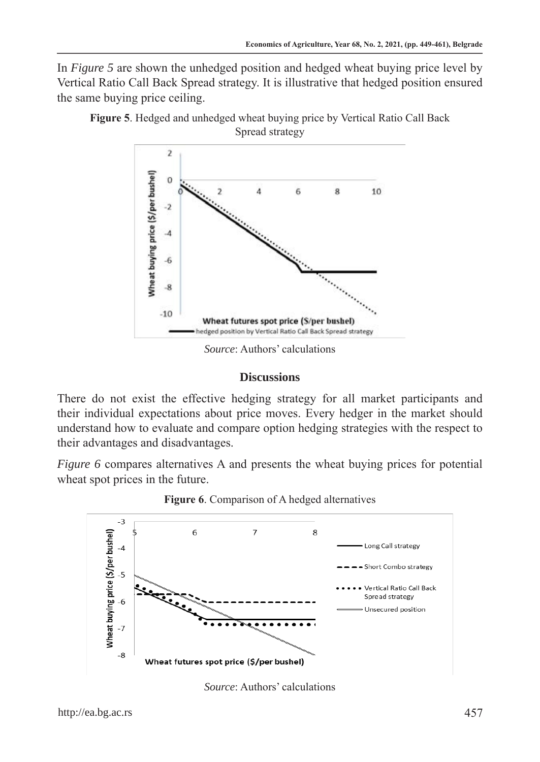In *Figure 5* are shown the unhedged position and hedged wheat buying price level by Vertical Ratio Call Back Spread strategy. It is illustrative that hedged position ensured the same buying price ceiling.

**Figure 5**. Hedged and unhedged wheat buying price by Vertical Ratio Call Back Spread strategy

*Source*: Authors' calculations

### Discussions

There do not exist the effective hedging strategy for all market participants and their individual expectations about price moves. Every hedger in the market should understand how to evaluate and compare option hedging strategies with the respect to their advantages and disadvantages.

*Figure 6* compares alternatives A and presents the wheat buying prices for potential wheat spot prices in the future.

**Figure 6**. Comparison of A hedged alternatives

*Source*: Authors' calculations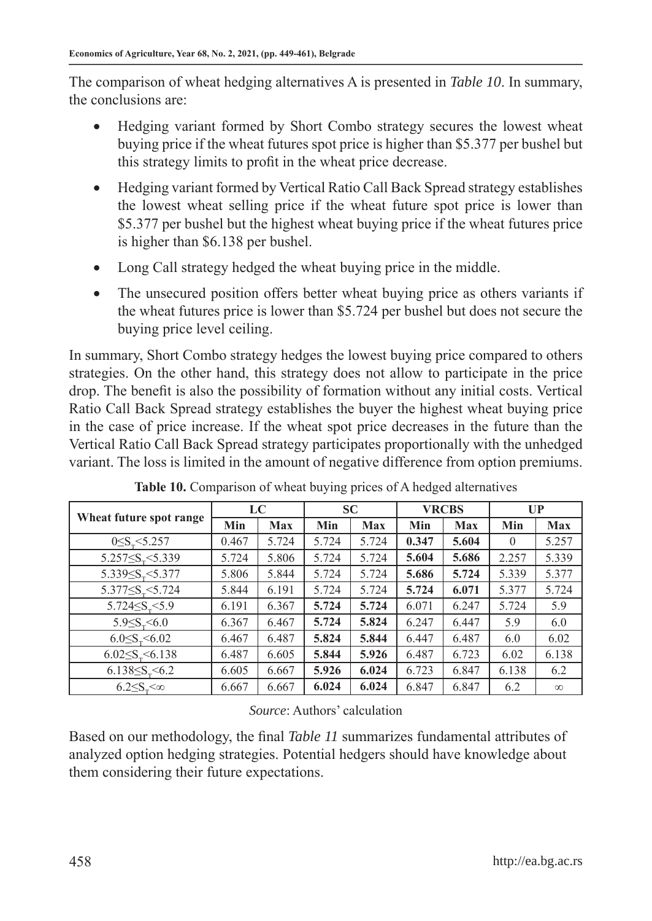The comparison of wheat hedging alternatives A is presented in *Table 10*. In summary, the conclusions are:

- Hedging variant formed by Short Combo strategy secures the lowest wheat buying price if the wheat futures spot price is higher than \$5.377 per bushel but this strategy limits to profit in the wheat price decrease.
- Hedging variant formed by Vertical Ratio Call Back Spread strategy establishes the lowest wheat selling price if the wheat future spot price is lower than \$5.377 per bushel but the highest wheat buying price if the wheat futures price is higher than \$6.138 per bushel.
- Long Call strategy hedged the wheat buying price in the middle.
- The unsecured position offers better wheat buying price as others variants if the wheat futures price is lower than \$5.724 per bushel but does not secure the buying price level ceiling.

In summary, Short Combo strategy hedges the lowest buying price compared to others strategies. On the other hand, this strategy does not allow to participate in the price drop. The benefit is also the possibility of formation without any initial costs. Vertical Ratio Call Back Spread strategy establishes the buyer the highest wheat buying price in the case of price increase. If the wheat spot price decreases in the future than the Vertical Ratio Call Back Spread strategy participates proportionally with the unhedged variant. The loss is limited in the amount of negative difference from option premiums.

**Table 10.** Comparison of wheat buying prices of A hedged alternatives

| Wheat future spot range | LC | | SC | | VRCBS | | UP | |
|---|---|---|---|---|---|---|---|---|
| | Min | Max | Min | Max | Min | Max | Min | Max |
| $0 \leq S_T < 5.257$ | 0.467 | 5.724 | 5.724 | 5.724 | **0.347** | **5.604** | 0 | 5.257 |
| $5.257 \leq S_T < 5.339$ | 5.724 | 5.806 | 5.724 | 5.724 | **5.604** | **5.686** | 2.257 | 5.339 |
| $5.339 \leq S_T < 5.377$ | 5.806 | 5.844 | 5.724 | 5.724 | **5.686** | **5.724** | 5.339 | 5.377 |
| $5.377 \leq S_T < 5.724$ | 5.844 | 6.191 | 5.724 | 5.724 | **5.724** | **6.071** | 5.377 | 5.724 |
| $5.724 \leq S_T < 5.9$ | 6.191 | 6.367 | **5.724** | **5.724** | 6.071 | 6.247 | 5.724 | 5.9 |
| $5.9 \leq S_T < 6.0$ | 6.367 | 6.467 | **5.724** | **5.824** | 6.247 | 6.447 | 5.9 | 6.0 |
| $6.0 \leq S_T < 6.02$ | 6.467 | 6.487 | **5.824** | **5.844** | 6.447 | 6.487 | 6.0 | 6.02 |
| $6.02 \leq S_T < 6.138$ | 6.487 | 6.605 | **5.844** | **5.926** | 6.487 | 6.723 | 6.02 | 6.138 |
| $6.138 \leq S_T < 6.2$ | 6.605 | 6.667 | **5.926** | **6.024** | 6.723 | 6.847 | 6.138 | 6.2 |
| $6.2 \leq S_T < \infty$ | 6.667 | 6.667 | **6.024** | **6.024** | 6.847 | 6.847 | 6.2 | $\infty$ |

*Source*: Authors' calculation

Based on our methodology, the final *Table 11* summarizes fundamental attributes of analyzed option hedging strategies. Potential hedgers should have knowledge about them considering their future expectations.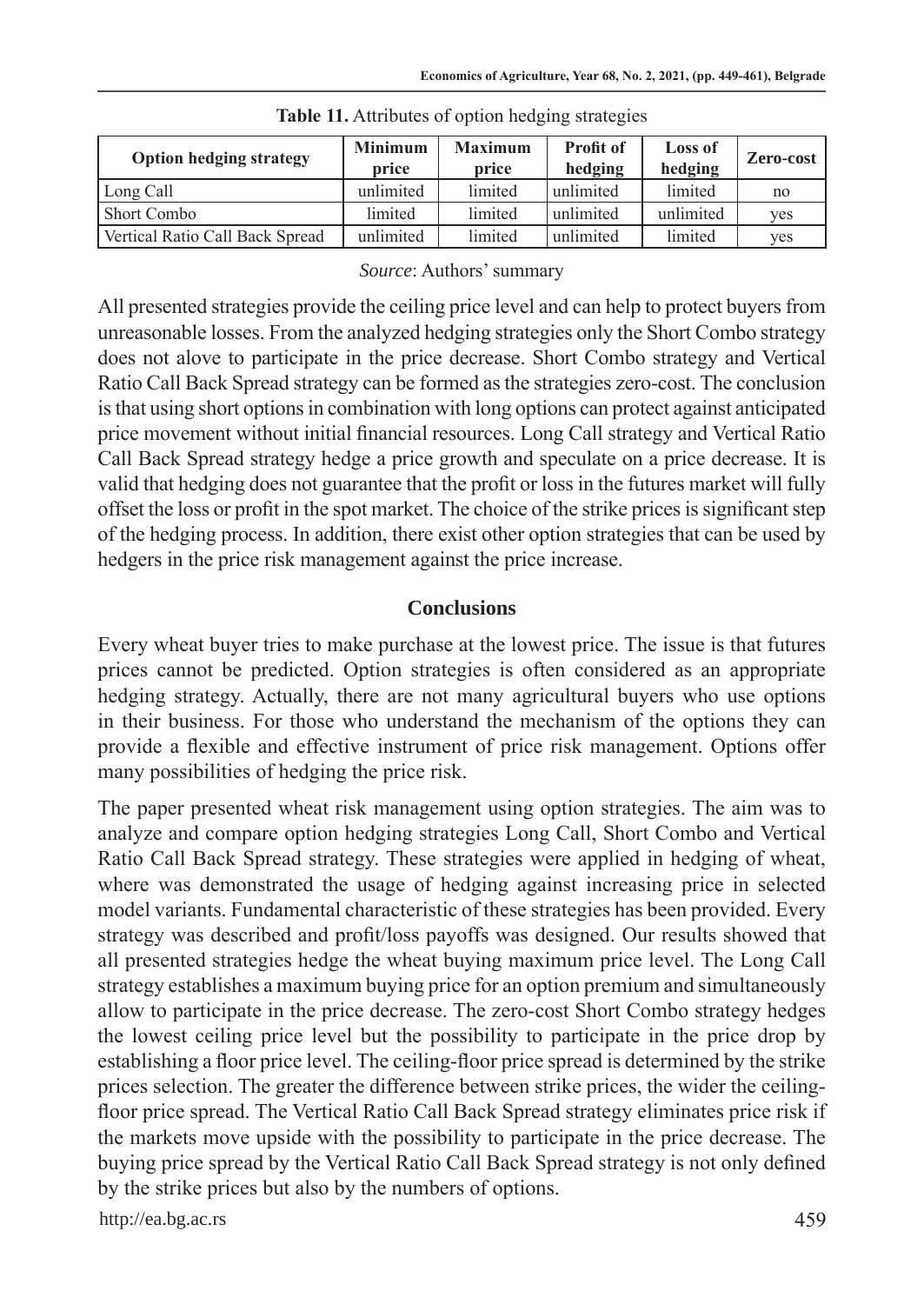**Table 11.** Attributes of option hedging strategies

| Option hedging strategy | Minimum price | Maximum price | Profit of hedging | Loss of hedging | Zero-cost |
|---|---|---|---|---|---|
| Long Call | unlimited | limited | unlimited | limited | no |
| Short Combo | limited | limited | unlimited | unlimited | yes |
| Vertical Ratio Call Back Spread | unlimited | limited | unlimited | limited | yes |

*Source*: Authors' summary

All presented strategies provide the ceiling price level and can help to protect buyers from unreasonable losses. From the analyzed hedging strategies only the Short Combo strategy does not alove to participate in the price decrease. Short Combo strategy and Vertical Ratio Call Back Spread strategy can be formed as the strategies zero-cost. The conclusion is that using short options in combination with long options can protect against anticipated price movement without initial financial resources. Long Call strategy and Vertical Ratio Call Back Spread strategy hedge a price growth and speculate on a price decrease. It is valid that hedging does not guarantee that the profit or loss in the futures market will fully offset the loss or profit in the spot market. The choice of the strike prices is significant step of the hedging process. In addition, there exist other option strategies that can be used by hedgers in the price risk management against the price increase.

## Conclusions

Every wheat buyer tries to make purchase at the lowest price. The issue is that futures prices cannot be predicted. Option strategies is often considered as an appropriate hedging strategy. Actually, there are not many agricultural buyers who use options in their business. For those who understand the mechanism of the options they can provide a flexible and effective instrument of price risk management. Options offer many possibilities of hedging the price risk.

The paper presented wheat risk management using option strategies. The aim was to analyze and compare option hedging strategies Long Call, Short Combo and Vertical Ratio Call Back Spread strategy. These strategies were applied in hedging of wheat, where was demonstrated the usage of hedging against increasing price in selected model variants. Fundamental characteristic of these strategies has been provided. Every strategy was described and profit/loss payoffs was designed. Our results showed that all presented strategies hedge the wheat buying maximum price level. The Long Call strategy establishes a maximum buying price for an option premium and simultaneously allow to participate in the price decrease. The zero-cost Short Combo strategy hedges the lowest ceiling price level but the possibility to participate in the price drop by establishing a floor price level. The ceiling-floor price spread is determined by the strike prices selection. The greater the difference between strike prices, the wider the ceiling-floor price spread. The Vertical Ratio Call Back Spread strategy eliminates price risk if the markets move upside with the possibility to participate in the price decrease. The buying price spread by the Vertical Ratio Call Back Spread strategy is not only defined by the strike prices but also by the numbers of options.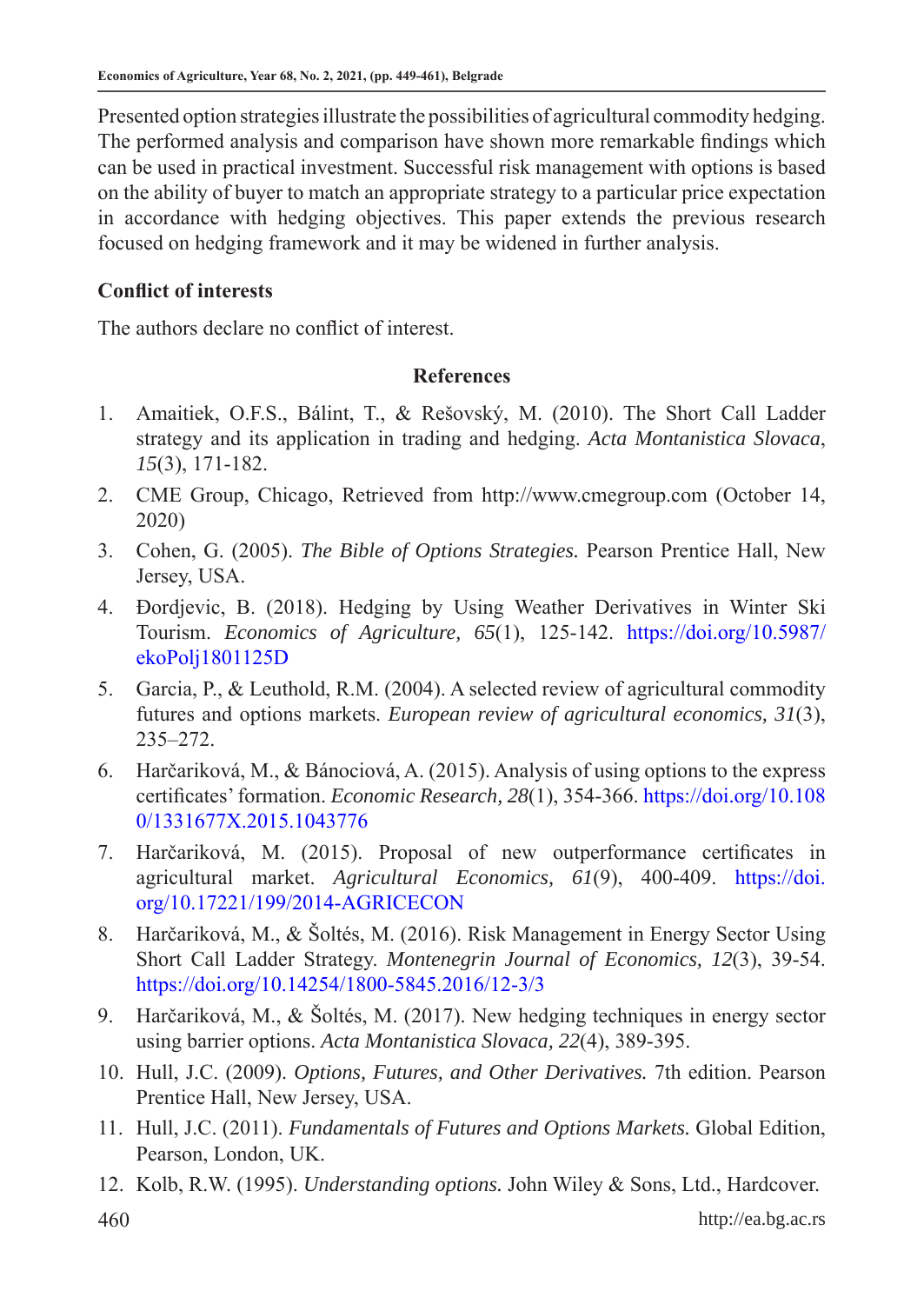Presented option strategies illustrate the possibilities of agricultural commodity hedging. The performed analysis and comparison have shown more remarkable findings which can be used in practical investment. Successful risk management with options is based on the ability of buyer to match an appropriate strategy to a particular price expectation in accordance with hedging objectives. This paper extends the previous research focused on hedging framework and it may be widened in further analysis.

**Conflict of interests**

The authors declare no conflict of interest.

## References

1. Amaitiek, O.F.S., Bálint, T., & Rešovský, M. (2010). The Short Call Ladder strategy and its application in trading and hedging. *Acta Montanistica Slovaca*, *15*(3), 171-182.
2. CME Group, Chicago, Retrieved from http://www.cmegroup.com (October 14, 2020)
3. Cohen, G. (2005). *The Bible of Options Strategies.* Pearson Prentice Hall, New Jersey, USA.
4. Đordjevic, B. (2018). Hedging by Using Weather Derivatives in Winter Ski Tourism. *Economics of Agriculture, 65*(1), 125-142. https://doi.org/10.5987/ekoPolj1801125D
5. Garcia, P., & Leuthold, R.M. (2004). A selected review of agricultural commodity futures and options markets. *European review of agricultural economics, 31*(3), 235–272.
6. Harčariková, M., & Bánociová, A. (2015). Analysis of using options to the express certificates' formation. *Economic Research, 28*(1), 354-366. https://doi.org/10.1080/1331677X.2015.1043776
7. Harčariková, M. (2015). Proposal of new outperformance certificates in agricultural market. *Agricultural Economics, 61*(9), 400-409. https://doi.org/10.17221/199/2014-AGRICECON
8. Harčariková, M., & Šoltés, M. (2016). Risk Management in Energy Sector Using Short Call Ladder Strategy. *Montenegrin Journal of Economics, 12*(3), 39-54. https://doi.org/10.14254/1800-5845.2016/12-3/3
9. Harčariková, M., & Šoltés, M. (2017). New hedging techniques in energy sector using barrier options. *Acta Montanistica Slovaca, 22*(4), 389-395.
10. Hull, J.C. (2009). *Options, Futures, and Other Derivatives.* 7th edition. Pearson Prentice Hall, New Jersey, USA.
11. Hull, J.C. (2011). *Fundamentals of Futures and Options Markets.* Global Edition, Pearson, London, UK.
12. Kolb, R.W. (1995). *Understanding options.* John Wiley & Sons, Ltd., Hardcover.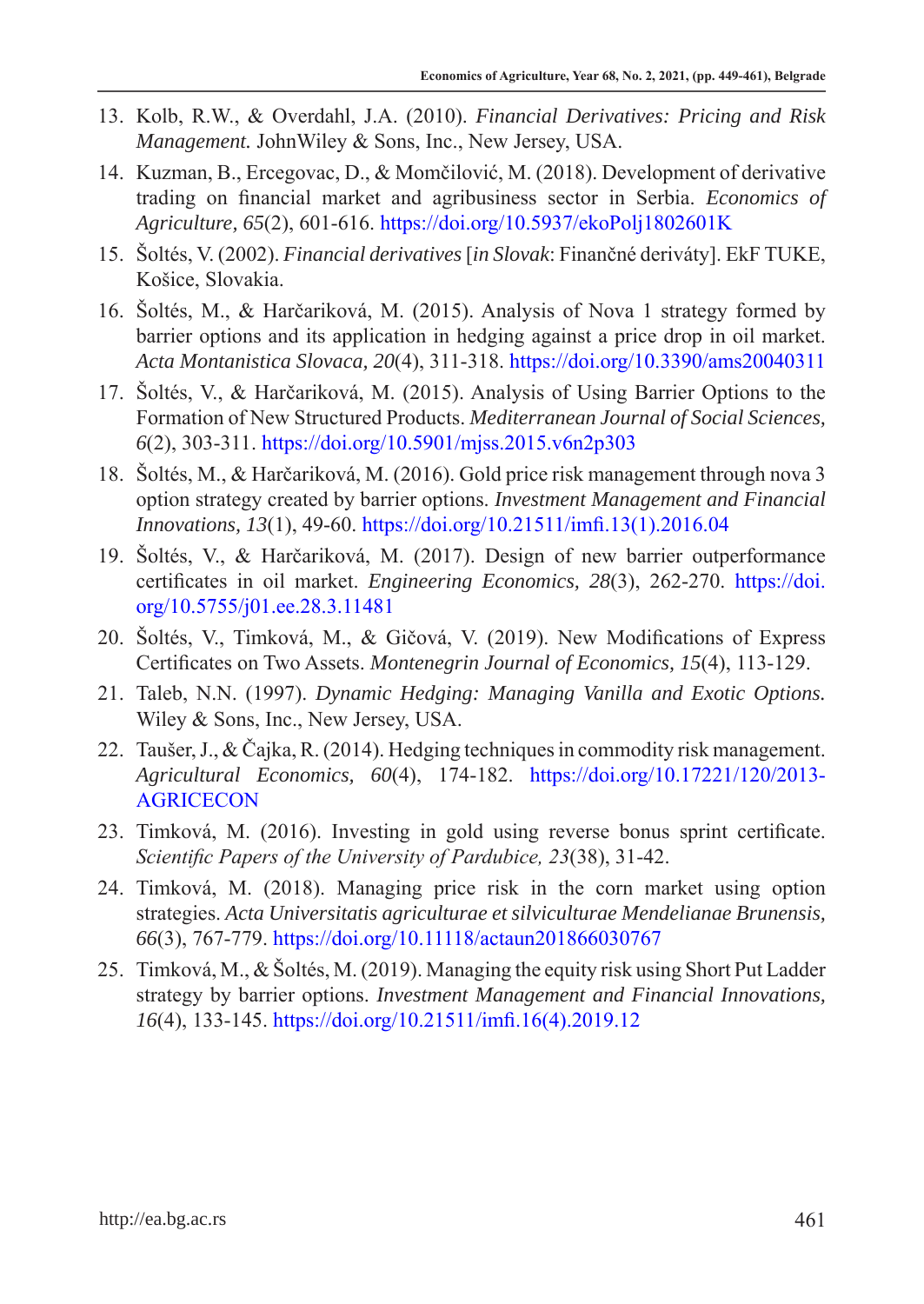13. Kolb, R.W., & Overdahl, J.A. (2010). *Financial Derivatives: Pricing and Risk Management.* JohnWiley & Sons, Inc., New Jersey, USA.
14. Kuzman, B., Ercegovac, D., & Momčilović, M. (2018). Development of derivative trading on financial market and agribusiness sector in Serbia. *Economics of Agriculture, 65*(2), 601-616. https://doi.org/10.5937/ekoPolj1802601K
15. Šoltés, V. (2002). *Financial derivatives* [*in Slovak*: Finančné deriváty]. EkF TUKE, Košice, Slovakia.
16. Šoltés, M., & Harčariková, M. (2015). Analysis of Nova 1 strategy formed by barrier options and its application in hedging against a price drop in oil market. *Acta Montanistica Slovaca, 20*(4), 311-318. https://doi.org/10.3390/ams20040311
17. Šoltés, V., & Harčariková, M. (2015). Analysis of Using Barrier Options to the Formation of New Structured Products. *Mediterranean Journal of Social Sciences, 6*(2), 303-311. https://doi.org/10.5901/mjss.2015.v6n2p303
18. Šoltés, M., & Harčariková, M. (2016). Gold price risk management through nova 3 option strategy created by barrier options. *Investment Management and Financial Innovations, 13*(1), 49-60. https://doi.org/10.21511/imfi.13(1).2016.04
19. Šoltés, V., & Harčariková, M. (2017). Design of new barrier outperformance certificates in oil market. *Engineering Economics, 28*(3), 262-270. https://doi.org/10.5755/j01.ee.28.3.11481
20. Šoltés, V., Timková, M., & Gičová, V. (2019). New Modifications of Express Certificates on Two Assets. *Montenegrin Journal of Economics, 15*(4), 113-129.
21. Taleb, N.N. (1997). *Dynamic Hedging: Managing Vanilla and Exotic Options.* Wiley & Sons, Inc., New Jersey, USA.
22. Taušer, J., & Čajka, R. (2014). Hedging techniques in commodity risk management. *Agricultural Economics, 60*(4), 174-182. https://doi.org/10.17221/120/2013-AGRICECON
23. Timková, M. (2016). Investing in gold using reverse bonus sprint certificate. *Scientific Papers of the University of Pardubice, 23*(38), 31-42.
24. Timková, M. (2018). Managing price risk in the corn market using option strategies. *Acta Universitatis agriculturae et silviculturae Mendelianae Brunensis, 66*(3), 767-779. https://doi.org/10.11118/actaun201866030767
25. Timková, M., & Šoltés, M. (2019). Managing the equity risk using Short Put Ladder strategy by barrier options. *Investment Management and Financial Innovations, 16*(4), 133-145. https://doi.org/10.21511/imfi.16(4).2019.12